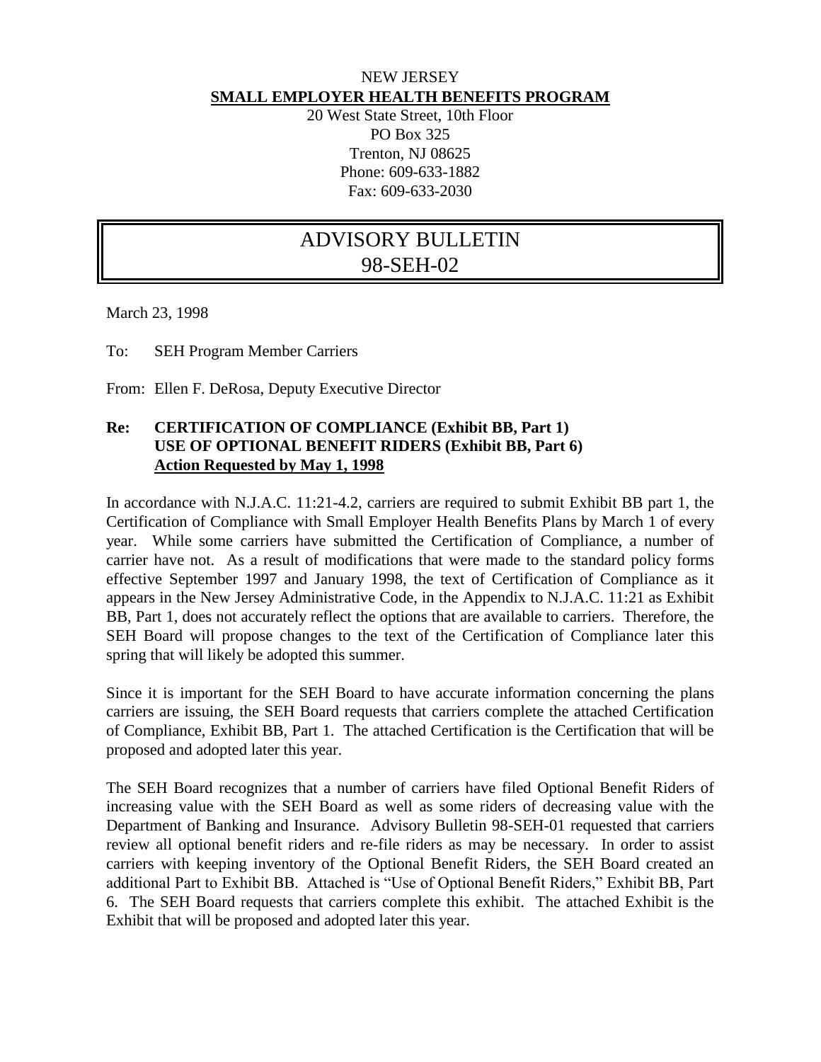NEW JERSEY

**SMALL EMPLOYER HEALTH BENEFITS PROGRAM**

20 West State Street, 10th Floor
PO Box 325
Trenton, NJ 08625
Phone: 609-633-1882
Fax: 609-633-2030

# ADVISORY BULLETIN 98-SEH-02

March 23, 1998

To: SEH Program Member Carriers

From: Ellen F. DeRosa, Deputy Executive Director

**Re: CERTIFICATION OF COMPLIANCE (Exhibit BB, Part 1)**
**USE OF OPTIONAL BENEFIT RIDERS (Exhibit BB, Part 6)**
**Action Requested by May 1, 1998**

In accordance with N.J.A.C. 11:21-4.2, carriers are required to submit Exhibit BB part 1, the Certification of Compliance with Small Employer Health Benefits Plans by March 1 of every year. While some carriers have submitted the Certification of Compliance, a number of carrier have not. As a result of modifications that were made to the standard policy forms effective September 1997 and January 1998, the text of Certification of Compliance as it appears in the New Jersey Administrative Code, in the Appendix to N.J.A.C. 11:21 as Exhibit BB, Part 1, does not accurately reflect the options that are available to carriers. Therefore, the SEH Board will propose changes to the text of the Certification of Compliance later this spring that will likely be adopted this summer.

Since it is important for the SEH Board to have accurate information concerning the plans carriers are issuing, the SEH Board requests that carriers complete the attached Certification of Compliance, Exhibit BB, Part 1. The attached Certification is the Certification that will be proposed and adopted later this year.

The SEH Board recognizes that a number of carriers have filed Optional Benefit Riders of increasing value with the SEH Board as well as some riders of decreasing value with the Department of Banking and Insurance. Advisory Bulletin 98-SEH-01 requested that carriers review all optional benefit riders and re-file riders as may be necessary. In order to assist carriers with keeping inventory of the Optional Benefit Riders, the SEH Board created an additional Part to Exhibit BB. Attached is "Use of Optional Benefit Riders," Exhibit BB, Part 6. The SEH Board requests that carriers complete this exhibit. The attached Exhibit is the Exhibit that will be proposed and adopted later this year.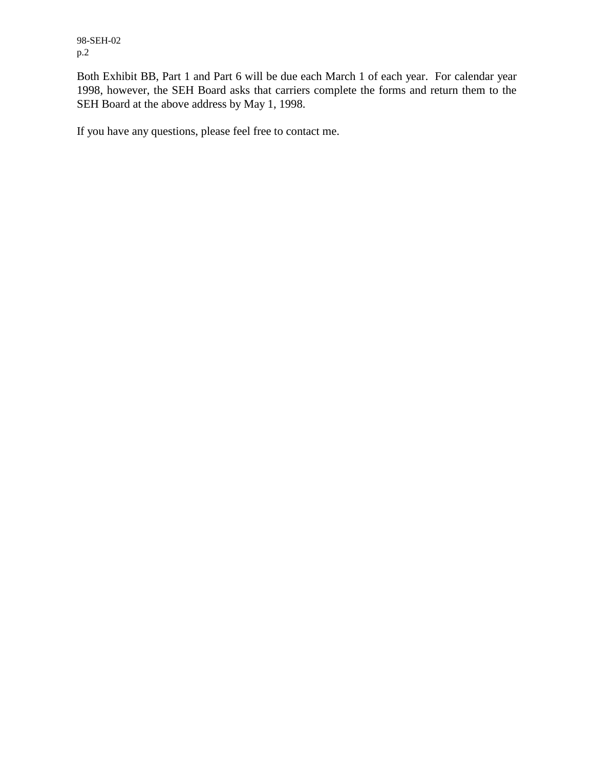Both Exhibit BB, Part 1 and Part 6 will be due each March 1 of each year. For calendar year 1998, however, the SEH Board asks that carriers complete the forms and return them to the SEH Board at the above address by May 1, 1998.

If you have any questions, please feel free to contact me.